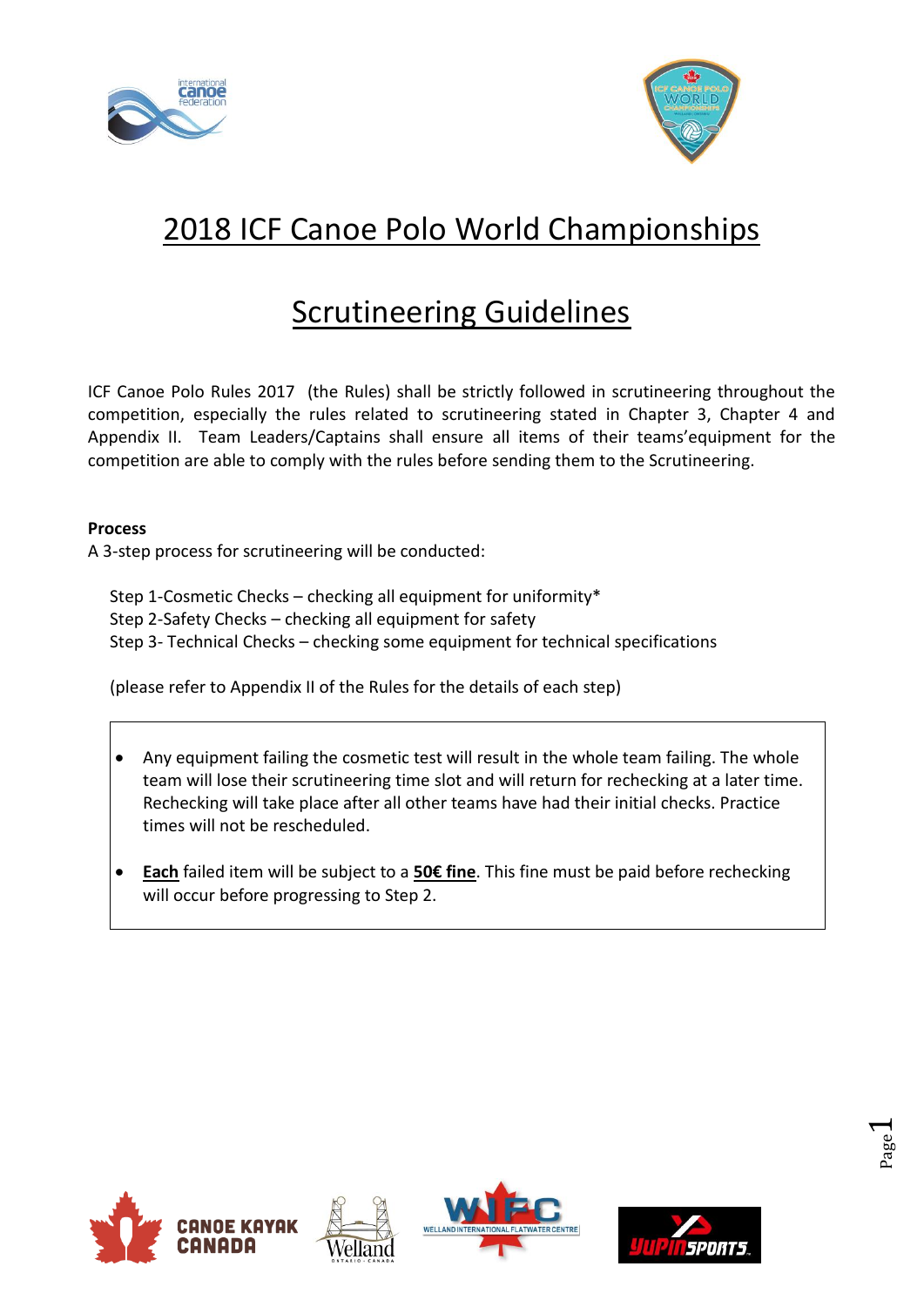# 2018 ICF Canoe Polo World Championships

## Scrutineering Guidelines

ICF Canoe Polo Rules 2017 (the Rules) shall be strictly followed in scrutineering throughout the competition, especially the rules related to scrutineering stated in Chapter 3, Chapter 4 and Appendix II. Team Leaders/Captains shall ensure all items of their teams'equipment for the competition are able to comply with the rules before sending them to the Scrutineering.

**Process**

A 3-step process for scrutineering will be conducted:

Step 1-Cosmetic Checks – checking all equipment for uniformity*
Step 2-Safety Checks – checking all equipment for safety
Step 3- Technical Checks – checking some equipment for technical specifications

(please refer to Appendix II of the Rules for the details of each step)

- Any equipment failing the cosmetic test will result in the whole team failing. The whole team will lose their scrutineering time slot and will return for rechecking at a later time. Rechecking will take place after all other teams have had their initial checks. Practice times will not be rescheduled.
- **Each** failed item will be subject to a **50€ fine**. This fine must be paid before rechecking will occur before progressing to Step 2.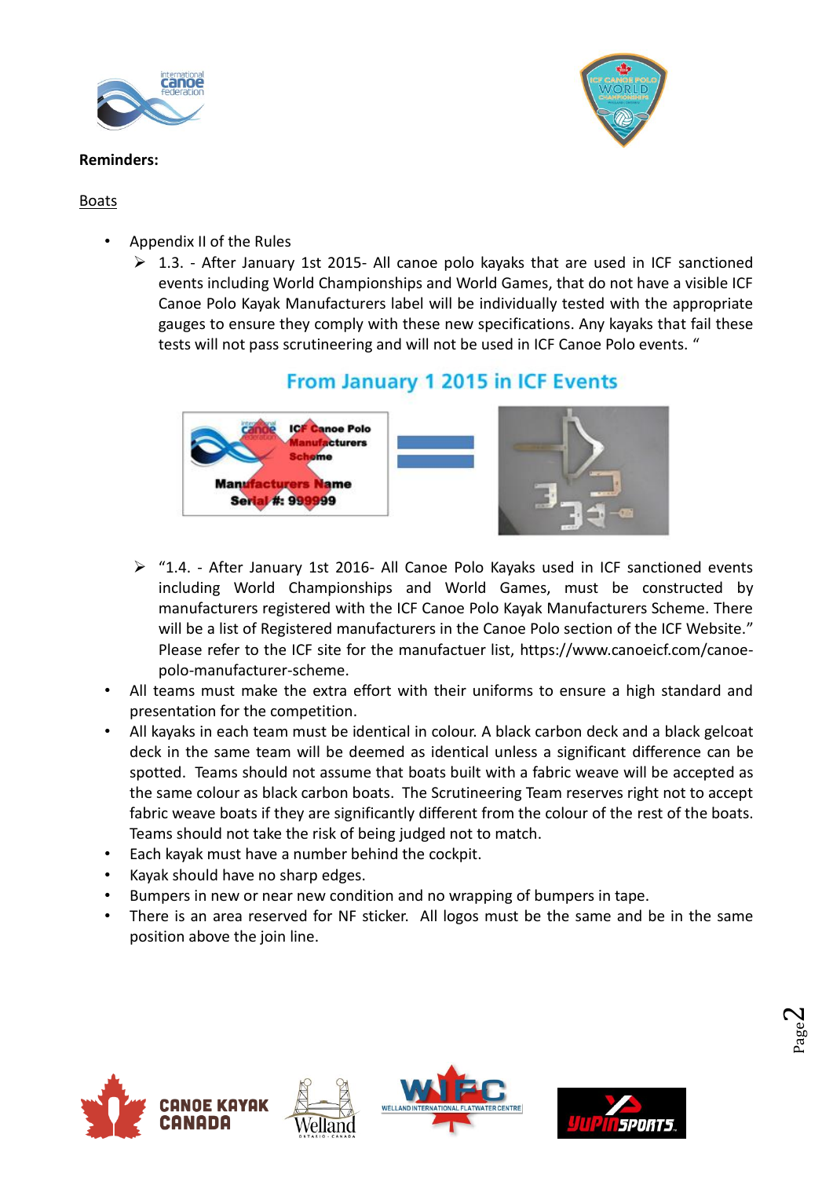**Reminders:**

Boats

- Appendix II of the Rules
  - 1.3. - After January 1st 2015- All canoe polo kayaks that are used in ICF sanctioned events including World Championships and World Games, that do not have a visible ICF Canoe Polo Kayak Manufacturers label will be individually tested with the appropriate gauges to ensure they comply with these new specifications. Any kayaks that fail these tests will not pass scrutineering and will not be used in ICF Canoe Polo events. "

From January 1 2015 in ICF Events

  - "1.4. - After January 1st 2016- All Canoe Polo Kayaks used in ICF sanctioned events including World Championships and World Games, must be constructed by manufacturers registered with the ICF Canoe Polo Kayak Manufacturers Scheme. There will be a list of Registered manufacturers in the Canoe Polo section of the ICF Website." Please refer to the ICF site for the manufactuer list, https://www.canoeicf.com/canoe-polo-manufacturer-scheme.
- All teams must make the extra effort with their uniforms to ensure a high standard and presentation for the competition.
- All kayaks in each team must be identical in colour. A black carbon deck and a black gelcoat deck in the same team will be deemed as identical unless a significant difference can be spotted. Teams should not assume that boats built with a fabric weave will be accepted as the same colour as black carbon boats. The Scrutineering Team reserves right not to accept fabric weave boats if they are significantly different from the colour of the rest of the boats. Teams should not take the risk of being judged not to match.
- Each kayak must have a number behind the cockpit.
- Kayak should have no sharp edges.
- Bumpers in new or near new condition and no wrapping of bumpers in tape.
- There is an area reserved for NF sticker. All logos must be the same and be in the same position above the join line.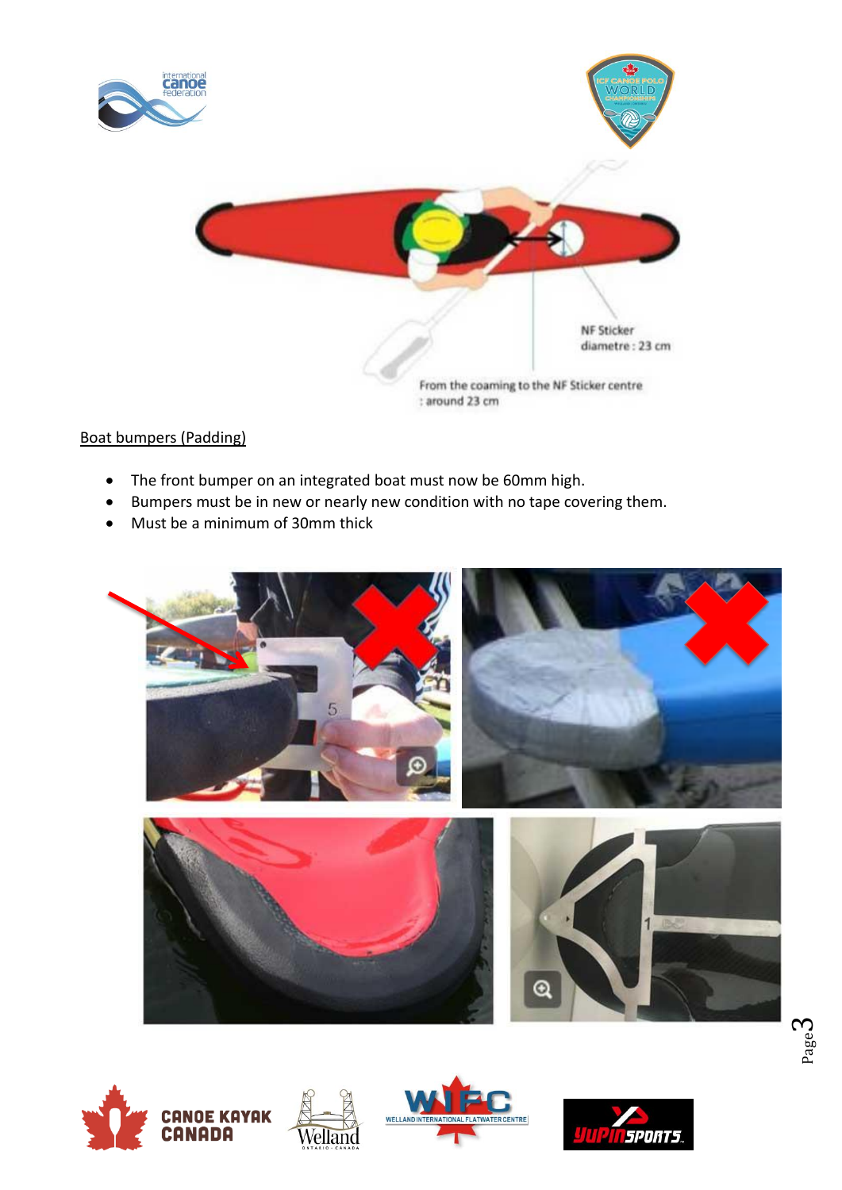NF Sticker
diametre : 23 cm

From the coaming to the NF Sticker centre
: around 23 cm

Boat bumpers (Padding)

- The front bumper on an integrated boat must now be 60mm high.
- Bumpers must be in new or nearly new condition with no tape covering them.
- Must be a minimum of 30mm thick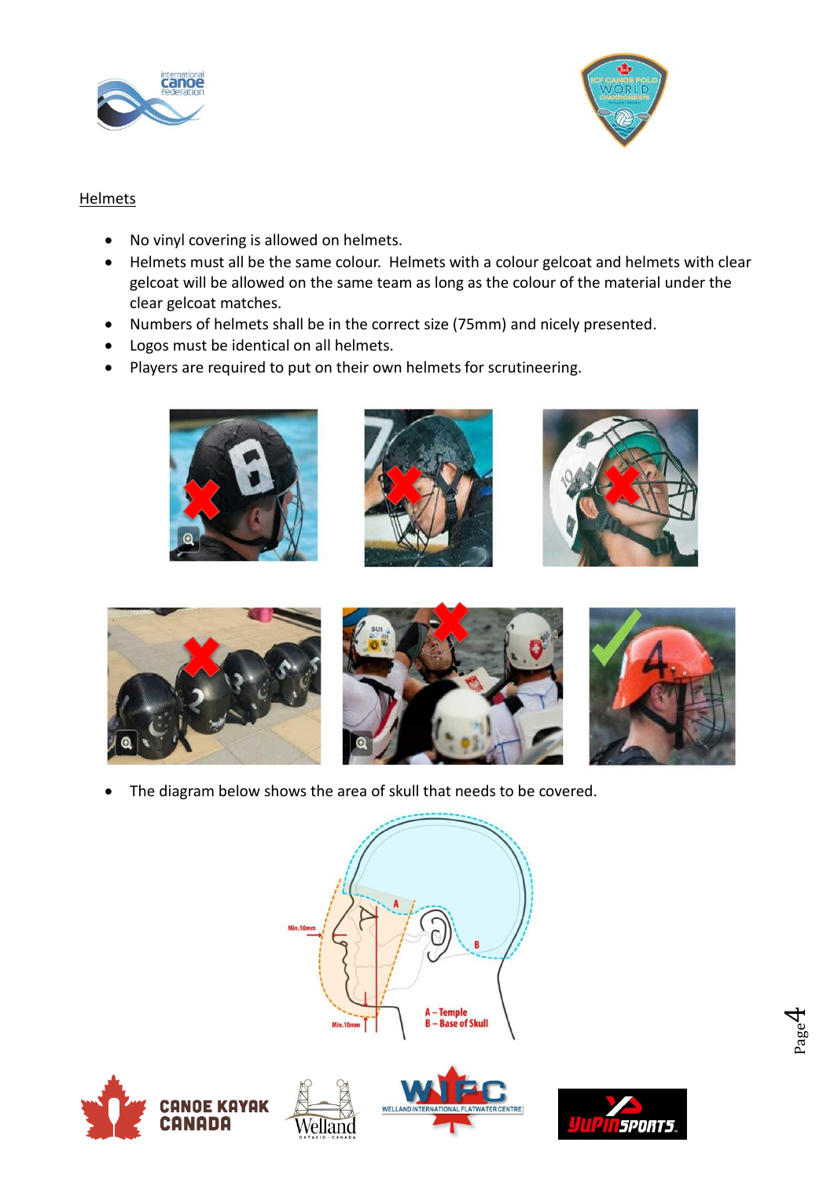## Helmets

- No vinyl covering is allowed on helmets.
- Helmets must all be the same colour. Helmets with a colour gelcoat and helmets with clear gelcoat will be allowed on the same team as long as the colour of the material under the clear gelcoat matches.
- Numbers of helmets shall be in the correct size (75mm) and nicely presented.
- Logos must be identical on all helmets.
- Players are required to put on their own helmets for scrutineering.

- The diagram below shows the area of skull that needs to be covered.

Min.10mm

Min.10mm

A – Temple
B – Base of Skull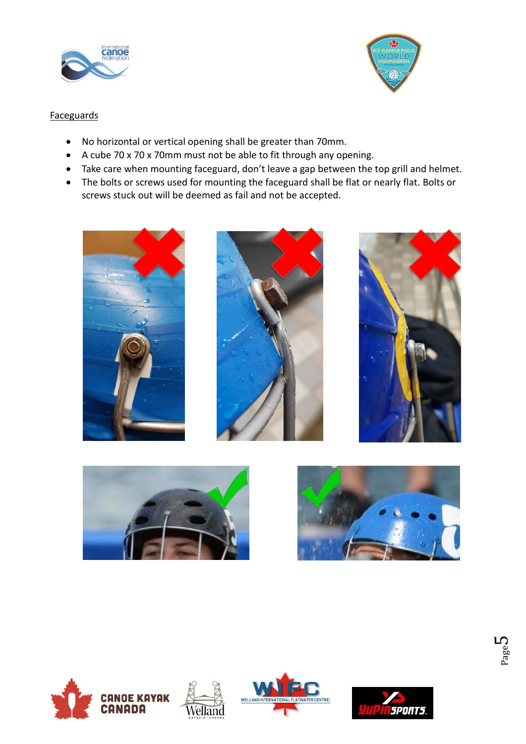Faceguards

- No horizontal or vertical opening shall be greater than 70mm.
- A cube 70 x 70 x 70mm must not be able to fit through any opening.
- Take care when mounting faceguard, don't leave a gap between the top grill and helmet.
- The bolts or screws used for mounting the faceguard shall be flat or nearly flat. Bolts or screws stuck out will be deemed as fail and not be accepted.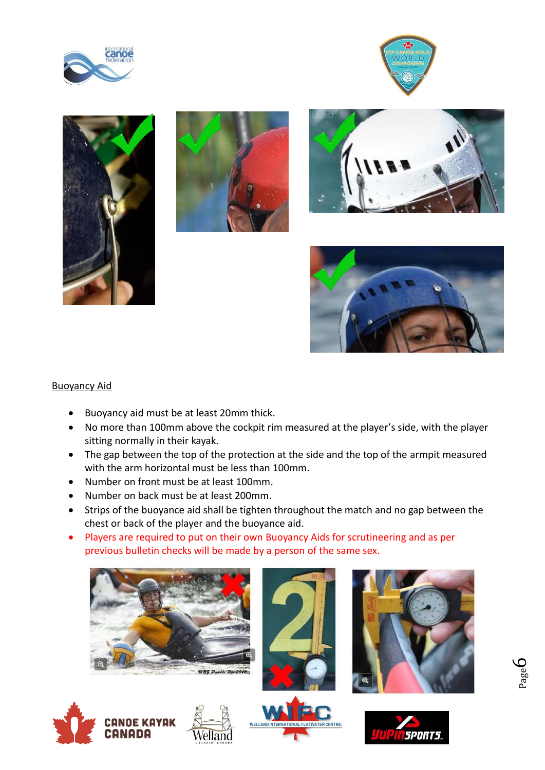## Buoyancy Aid

- Buoyancy aid must be at least 20mm thick.
- No more than 100mm above the cockpit rim measured at the player's side, with the player sitting normally in their kayak.
- The gap between the top of the protection at the side and the top of the armpit measured with the arm horizontal must be less than 100mm.
- Number on front must be at least 100mm.
- Number on back must be at least 200mm.
- Strips of the buoyance aid shall be tighten throughout the match and no gap between the chest or back of the player and the buoyance aid.
- Players are required to put on their own Buoyancy Aids for scrutineering and as per previous bulletin checks will be made by a person of the same sex.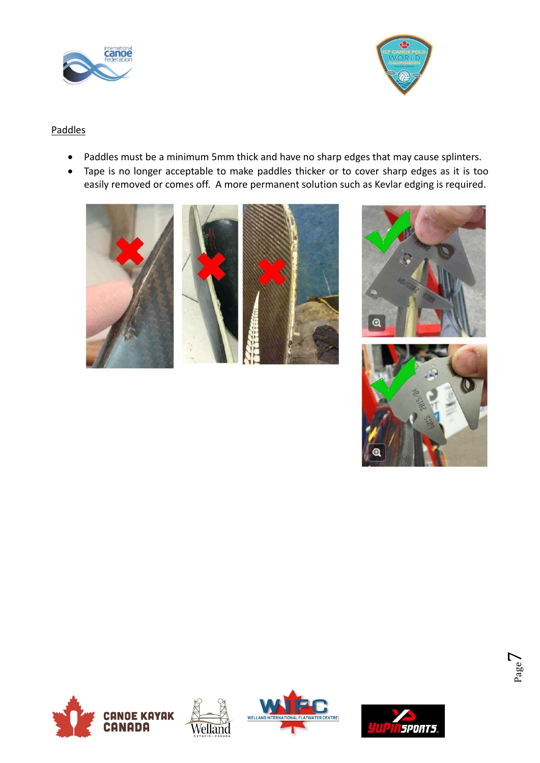Paddles

- Paddles must be a minimum 5mm thick and have no sharp edges that may cause splinters.
- Tape is no longer acceptable to make paddles thicker or to cover sharp edges as it is too easily removed or comes off. A more permanent solution such as Kevlar edging is required.